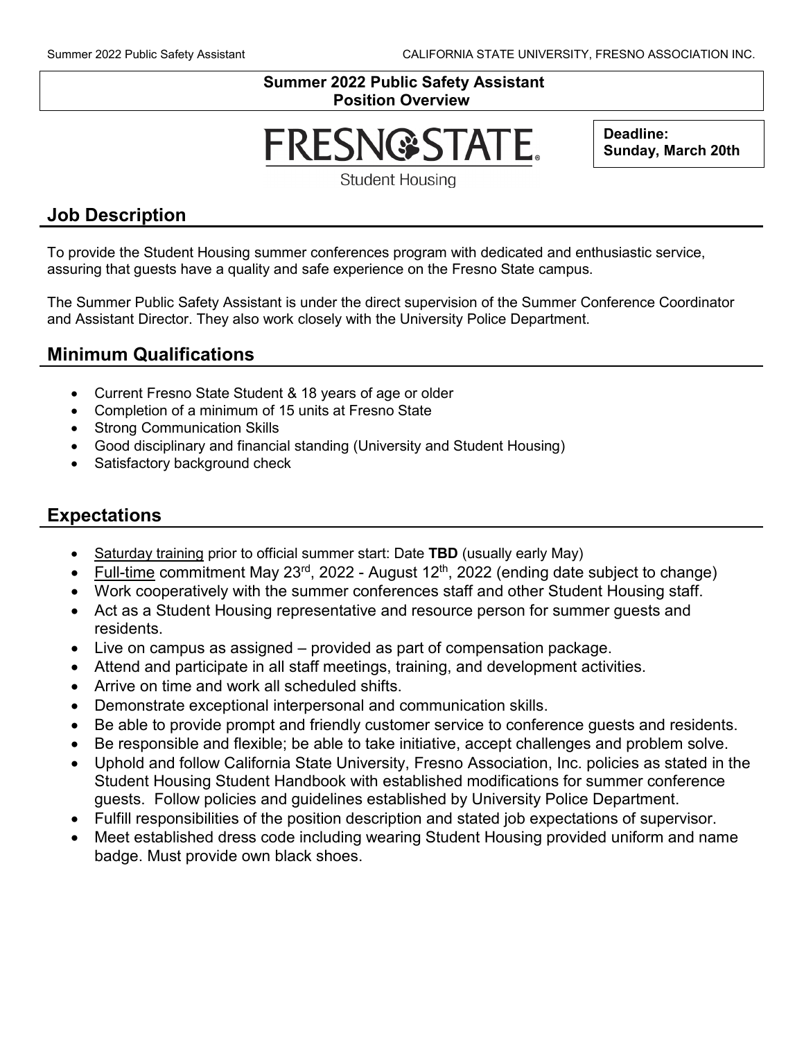# Summer 2022 Public Safety Assistant
## Position Overview

FRESNO STATE
Student Housing

**Deadline: Sunday, March 20th**

## Job Description

To provide the Student Housing summer conferences program with dedicated and enthusiastic service, assuring that guests have a quality and safe experience on the Fresno State campus.

The Summer Public Safety Assistant is under the direct supervision of the Summer Conference Coordinator and Assistant Director. They also work closely with the University Police Department.

## Minimum Qualifications

- Current Fresno State Student & 18 years of age or older
- Completion of a minimum of 15 units at Fresno State
- Strong Communication Skills
- Good disciplinary and financial standing (University and Student Housing)
- Satisfactory background check

## Expectations

- Saturday training prior to official summer start: Date **TBD** (usually early May)
- Full-time commitment May 23rd, 2022 - August 12th, 2022 (ending date subject to change)
- Work cooperatively with the summer conferences staff and other Student Housing staff.
- Act as a Student Housing representative and resource person for summer guests and residents.
- Live on campus as assigned – provided as part of compensation package.
- Attend and participate in all staff meetings, training, and development activities.
- Arrive on time and work all scheduled shifts.
- Demonstrate exceptional interpersonal and communication skills.
- Be able to provide prompt and friendly customer service to conference guests and residents.
- Be responsible and flexible; be able to take initiative, accept challenges and problem solve.
- Uphold and follow California State University, Fresno Association, Inc. policies as stated in the Student Housing Student Handbook with established modifications for summer conference guests. Follow policies and guidelines established by University Police Department.
- Fulfill responsibilities of the position description and stated job expectations of supervisor.
- Meet established dress code including wearing Student Housing provided uniform and name badge. Must provide own black shoes.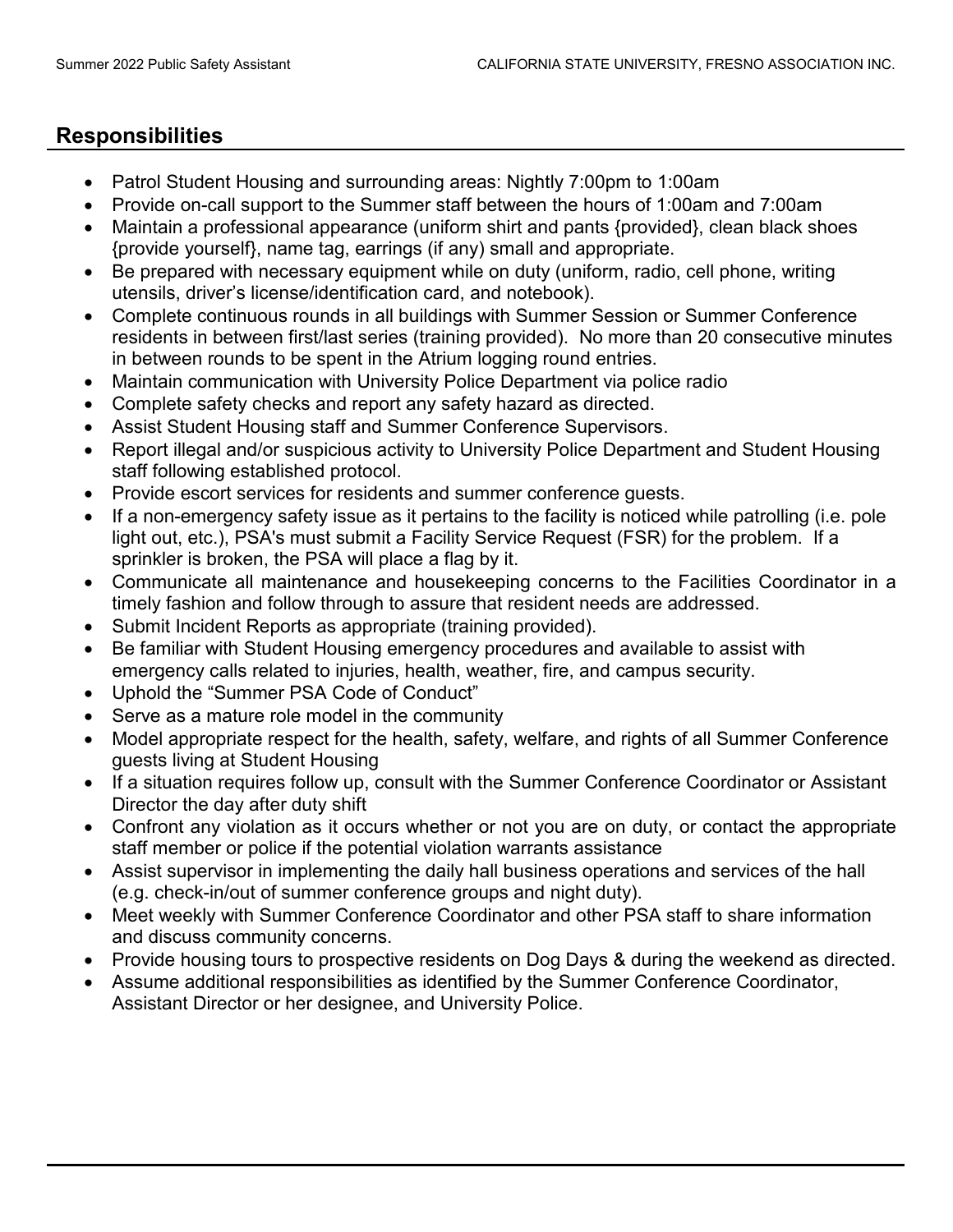## Responsibilities

- Patrol Student Housing and surrounding areas: Nightly 7:00pm to 1:00am
- Provide on-call support to the Summer staff between the hours of 1:00am and 7:00am
- Maintain a professional appearance (uniform shirt and pants {provided}, clean black shoes {provide yourself}, name tag, earrings (if any) small and appropriate.
- Be prepared with necessary equipment while on duty (uniform, radio, cell phone, writing utensils, driver's license/identification card, and notebook).
- Complete continuous rounds in all buildings with Summer Session or Summer Conference residents in between first/last series (training provided). No more than 20 consecutive minutes in between rounds to be spent in the Atrium logging round entries.
- Maintain communication with University Police Department via police radio
- Complete safety checks and report any safety hazard as directed.
- Assist Student Housing staff and Summer Conference Supervisors.
- Report illegal and/or suspicious activity to University Police Department and Student Housing staff following established protocol.
- Provide escort services for residents and summer conference guests.
- If a non-emergency safety issue as it pertains to the facility is noticed while patrolling (i.e. pole light out, etc.), PSA's must submit a Facility Service Request (FSR) for the problem. If a sprinkler is broken, the PSA will place a flag by it.
- Communicate all maintenance and housekeeping concerns to the Facilities Coordinator in a timely fashion and follow through to assure that resident needs are addressed.
- Submit Incident Reports as appropriate (training provided).
- Be familiar with Student Housing emergency procedures and available to assist with emergency calls related to injuries, health, weather, fire, and campus security.
- Uphold the "Summer PSA Code of Conduct"
- Serve as a mature role model in the community
- Model appropriate respect for the health, safety, welfare, and rights of all Summer Conference guests living at Student Housing
- If a situation requires follow up, consult with the Summer Conference Coordinator or Assistant Director the day after duty shift
- Confront any violation as it occurs whether or not you are on duty, or contact the appropriate staff member or police if the potential violation warrants assistance
- Assist supervisor in implementing the daily hall business operations and services of the hall (e.g. check-in/out of summer conference groups and night duty).
- Meet weekly with Summer Conference Coordinator and other PSA staff to share information and discuss community concerns.
- Provide housing tours to prospective residents on Dog Days & during the weekend as directed.
- Assume additional responsibilities as identified by the Summer Conference Coordinator, Assistant Director or her designee, and University Police.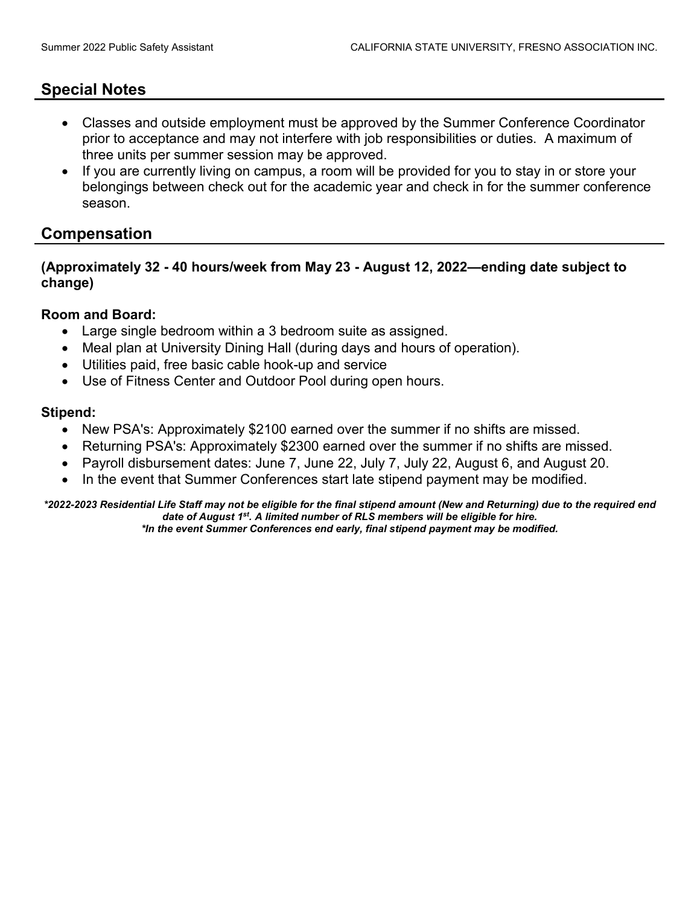## Special Notes

- Classes and outside employment must be approved by the Summer Conference Coordinator prior to acceptance and may not interfere with job responsibilities or duties. A maximum of three units per summer session may be approved.
- If you are currently living on campus, a room will be provided for you to stay in or store your belongings between check out for the academic year and check in for the summer conference season.

## Compensation

**(Approximately 32 - 40 hours/week from May 23 - August 12, 2022—ending date subject to change)**

**Room and Board:**

- Large single bedroom within a 3 bedroom suite as assigned.
- Meal plan at University Dining Hall (during days and hours of operation).
- Utilities paid, free basic cable hook-up and service
- Use of Fitness Center and Outdoor Pool during open hours.

**Stipend:**

- New PSA's: Approximately $2100 earned over the summer if no shifts are missed.
- Returning PSA's: Approximately $2300 earned over the summer if no shifts are missed.
- Payroll disbursement dates: June 7, June 22, July 7, July 22, August 6, and August 20.
- In the event that Summer Conferences start late stipend payment may be modified.

***2022-2023 Residential Life Staff may not be eligible for the final stipend amount (New and Returning) due to the required end date of August 1st. A limited number of RLS members will be eligible for hire.***
***\*In the event Summer Conferences end early, final stipend payment may be modified.***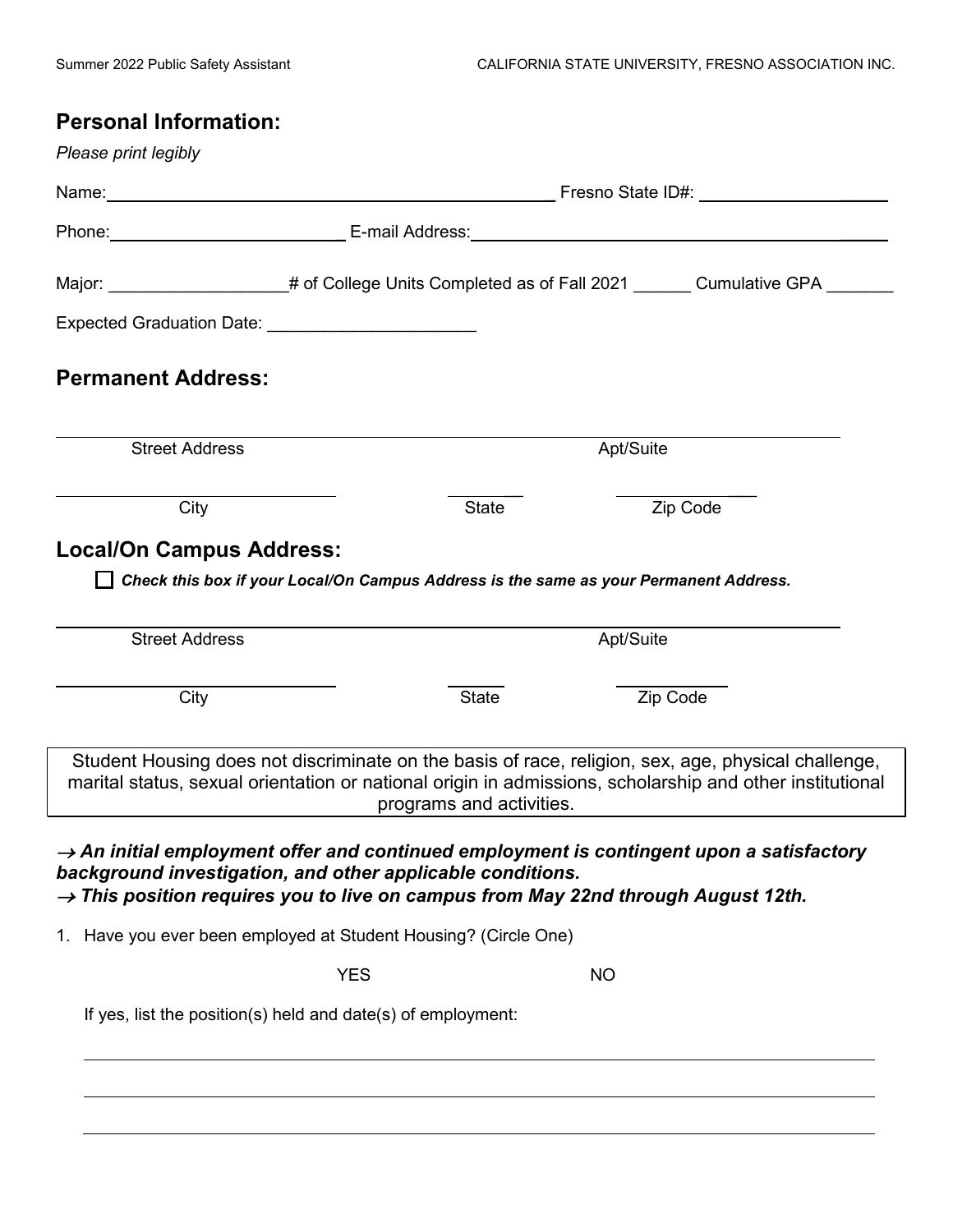## Personal Information:

*Please print legibly*

Name:_______________________________________________ Fresno State ID#: ____________________

Phone:________________________ E-mail Address:____________________________________________

Major: __________________# of College Units Completed as of Fall 2021 ______ Cumulative GPA _______

Expected Graduation Date: _____________________

## Permanent Address:

______________________________________________________________________________

Street Address Apt/Suite

______________________________ ________ ________________

City State Zip Code

## Local/On Campus Address:

☐ ***Check this box if your Local/On Campus Address is the same as your Permanent Address.***

______________________________________________________________________________

Street Address Apt/Suite

______________________________ ______ ____________

City State Zip Code

Student Housing does not discriminate on the basis of race, religion, sex, age, physical challenge, marital status, sexual orientation or national origin in admissions, scholarship and other institutional programs and activities.

***→ An initial employment offer and continued employment is contingent upon a satisfactory background investigation, and other applicable conditions.***
***→ This position requires you to live on campus from May 22nd through August 12th.***

1. Have you ever been employed at Student Housing? (Circle One)

   YES NO

   If yes, list the position(s) held and date(s) of employment:

   ______________________________________________________________________________

   ______________________________________________________________________________

   ______________________________________________________________________________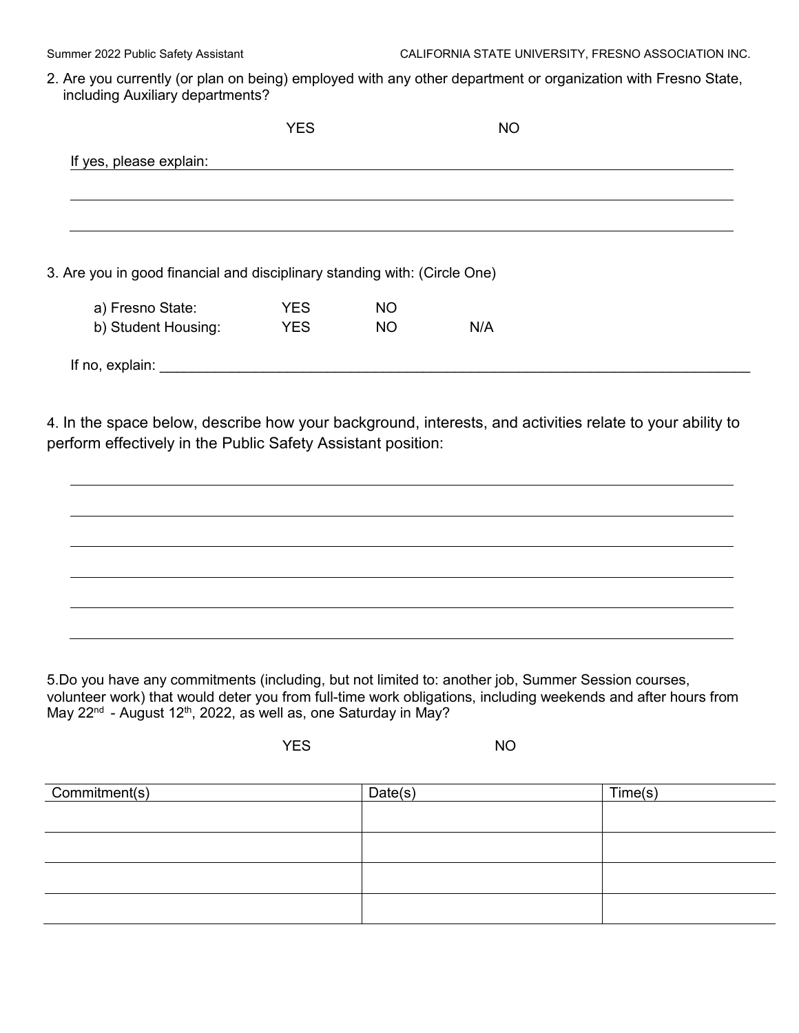2. Are you currently (or plan on being) employed with any other department or organization with Fresno State, including Auxiliary departments?

YES NO

If yes, please explain: ______________________________________________________________

______________________________________________________________

______________________________________________________________

3. Are you in good financial and disciplinary standing with: (Circle One)

| | | | |
|---|---|---|---|
| a) Fresno State: | YES | NO | |
| b) Student Housing: | YES | NO | N/A |

If no, explain: ______________________________________________________________

4. In the space below, describe how your background, interests, and activities relate to your ability to perform effectively in the Public Safety Assistant position:

______________________________________________________________

______________________________________________________________

______________________________________________________________

______________________________________________________________

______________________________________________________________

______________________________________________________________

5. Do you have any commitments (including, but not limited to: another job, Summer Session courses, volunteer work) that would deter you from full-time work obligations, including weekends and after hours from May 22nd - August 12th, 2022, as well as, one Saturday in May?

YES NO

| Commitment(s) | Date(s) | Time(s) |
|---|---|---|
| | | |
| | | |
| | | |
| | | |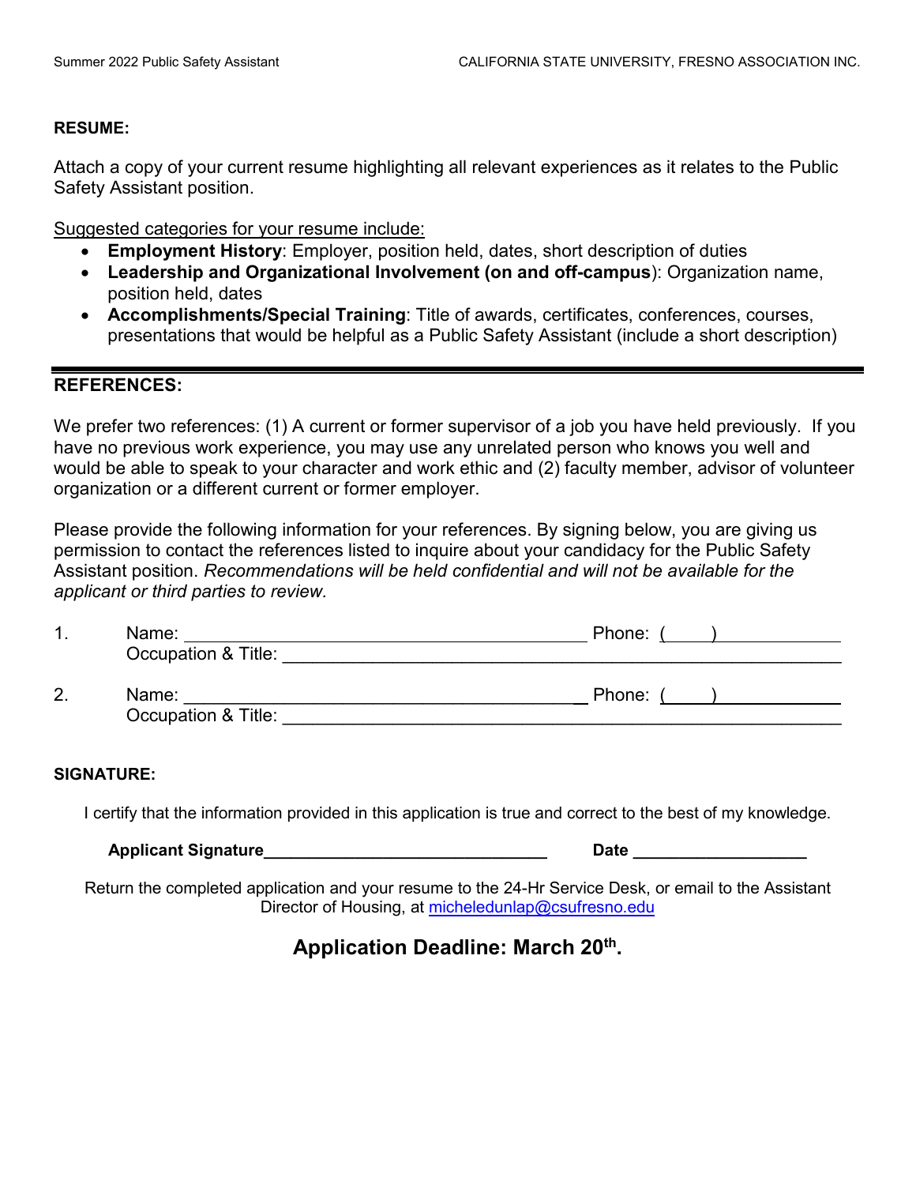**RESUME:**

Attach a copy of your current resume highlighting all relevant experiences as it relates to the Public Safety Assistant position.

Suggested categories for your resume include:

- **Employment History**: Employer, position held, dates, short description of duties
- **Leadership and Organizational Involvement (on and off-campus)**: Organization name, position held, dates
- **Accomplishments/Special Training**: Title of awards, certificates, conferences, courses, presentations that would be helpful as a Public Safety Assistant (include a short description)

---

**REFERENCES:**

We prefer two references: (1) A current or former supervisor of a job you have held previously. If you have no previous work experience, you may use any unrelated person who knows you well and would be able to speak to your character and work ethic and (2) faculty member, advisor of volunteer organization or a different current or former employer.

Please provide the following information for your references. By signing below, you are giving us permission to contact the references listed to inquire about your candidacy for the Public Safety Assistant position. *Recommendations will be held confidential and will not be available for the applicant or third parties to review.*

1. Name: ________________________________________ Phone: (____) ____________
   Occupation & Title: ______________________________________________________

2. Name: ________________________________________ Phone: (____) ____________
   Occupation & Title: ______________________________________________________

**SIGNATURE:**

I certify that the information provided in this application is true and correct to the best of my knowledge.

**Applicant Signature**______________________________ **Date** __________________

Return the completed application and your resume to the 24-Hr Service Desk, or email to the Assistant Director of Housing, at micheledunlap@csufresno.edu

## Application Deadline: March 20th.